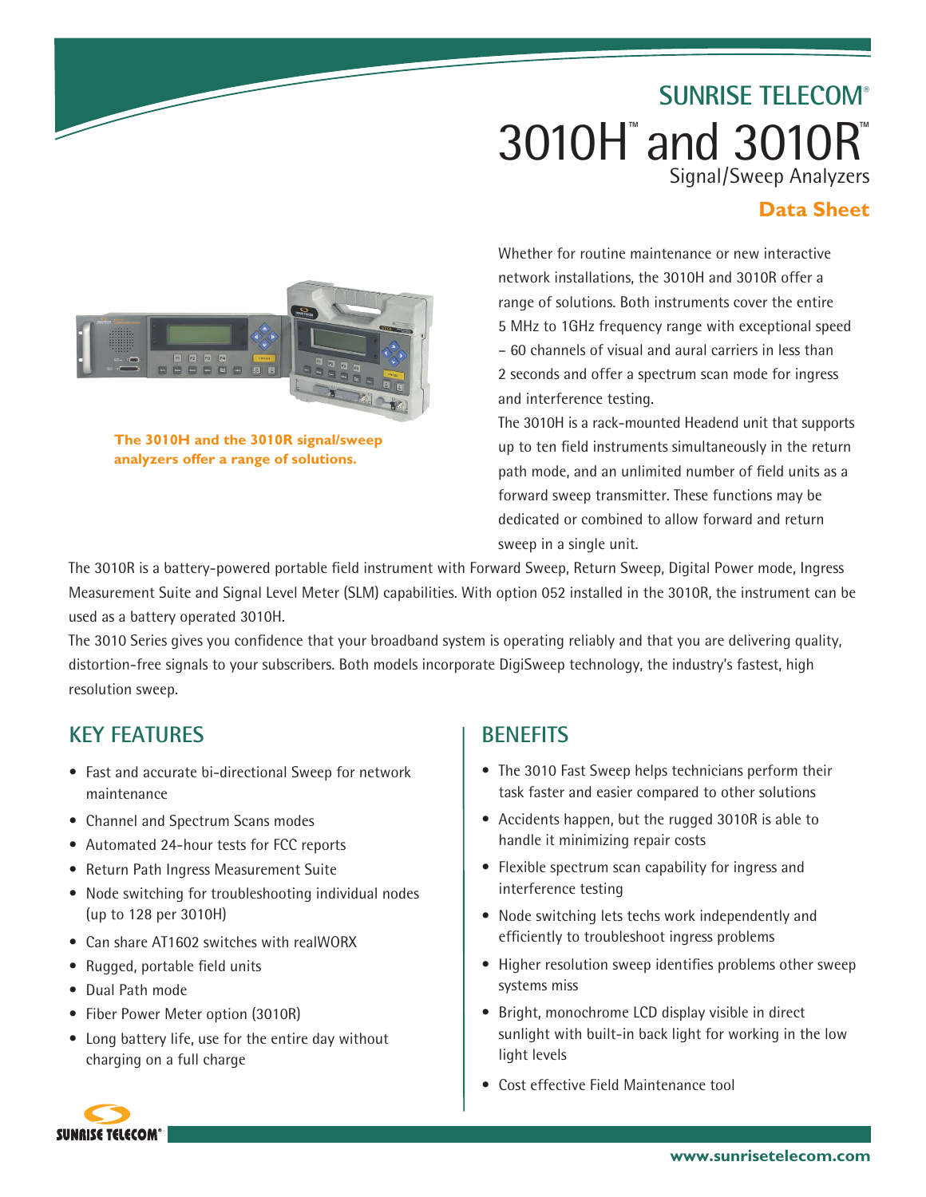SUNRISE TELECOM®

# 3010H™ and 3010R™

Signal/Sweep Analyzers

**Data Sheet**

**The 3010H and the 3010R signal/sweep analyzers offer a range of solutions.**

Whether for routine maintenance or new interactive network installations, the 3010H and 3010R offer a range of solutions. Both instruments cover the entire 5 MHz to 1GHz frequency range with exceptional speed – 60 channels of visual and aural carriers in less than 2 seconds and offer a spectrum scan mode for ingress and interference testing.

The 3010H is a rack-mounted Headend unit that supports up to ten field instruments simultaneously in the return path mode, and an unlimited number of field units as a forward sweep transmitter. These functions may be dedicated or combined to allow forward and return sweep in a single unit.

The 3010R is a battery-powered portable field instrument with Forward Sweep, Return Sweep, Digital Power mode, Ingress Measurement Suite and Signal Level Meter (SLM) capabilities. With option 052 installed in the 3010R, the instrument can be used as a battery operated 3010H.

The 3010 Series gives you confidence that your broadband system is operating reliably and that you are delivering quality, distortion-free signals to your subscribers. Both models incorporate DigiSweep technology, the industry's fastest, high resolution sweep.

## KEY FEATURES

- Fast and accurate bi-directional Sweep for network maintenance
- Channel and Spectrum Scans modes
- Automated 24-hour tests for FCC reports
- Return Path Ingress Measurement Suite
- Node switching for troubleshooting individual nodes (up to 128 per 3010H)
- Can share AT1602 switches with realWORX
- Rugged, portable field units
- Dual Path mode
- Fiber Power Meter option (3010R)
- Long battery life, use for the entire day without charging on a full charge

## BENEFITS

- The 3010 Fast Sweep helps technicians perform their task faster and easier compared to other solutions
- Accidents happen, but the rugged 3010R is able to handle it minimizing repair costs
- Flexible spectrum scan capability for ingress and interference testing
- Node switching lets techs work independently and efficiently to troubleshoot ingress problems
- Higher resolution sweep identifies problems other sweep systems miss
- Bright, monochrome LCD display visible in direct sunlight with built-in back light for working in the low light levels
- Cost effective Field Maintenance tool

www.sunrisetelecom.com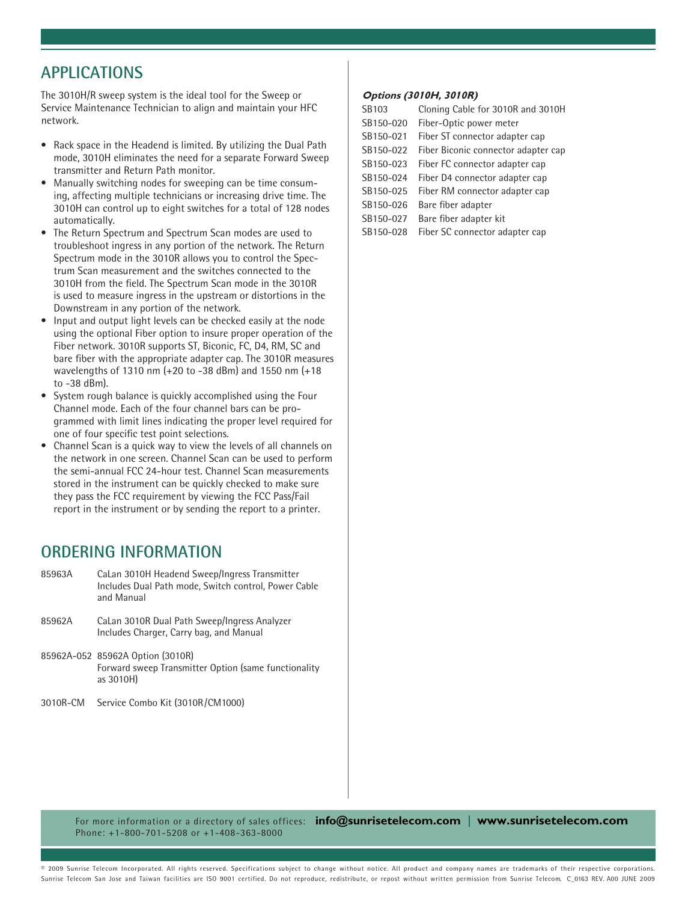## APPLICATIONS

The 3010H/R sweep system is the ideal tool for the Sweep or Service Maintenance Technician to align and maintain your HFC network.

- Rack space in the Headend is limited. By utilizing the Dual Path mode, 3010H eliminates the need for a separate Forward Sweep transmitter and Return Path monitor.
- Manually switching nodes for sweeping can be time consuming, affecting multiple technicians or increasing drive time. The 3010H can control up to eight switches for a total of 128 nodes automatically.
- The Return Spectrum and Spectrum Scan modes are used to troubleshoot ingress in any portion of the network. The Return Spectrum mode in the 3010R allows you to control the Spectrum Scan measurement and the switches connected to the 3010H from the field. The Spectrum Scan mode in the 3010R is used to measure ingress in the upstream or distortions in the Downstream in any portion of the network.
- Input and output light levels can be checked easily at the node using the optional Fiber option to insure proper operation of the Fiber network. 3010R supports ST, Biconic, FC, D4, RM, SC and bare fiber with the appropriate adapter cap. The 3010R measures wavelengths of 1310 nm (+20 to -38 dBm) and 1550 nm (+18 to -38 dBm).
- System rough balance is quickly accomplished using the Four Channel mode. Each of the four channel bars can be programmed with limit lines indicating the proper level required for one of four specific test point selections.
- Channel Scan is a quick way to view the levels of all channels on the network in one screen. Channel Scan can be used to perform the semi-annual FCC 24-hour test. Channel Scan measurements stored in the instrument can be quickly checked to make sure they pass the FCC requirement by viewing the FCC Pass/Fail report in the instrument or by sending the report to a printer.

## ORDERING INFORMATION

| | |
|---|---|
| 85963A | CaLan 3010H Headend Sweep/Ingress Transmitter<br>Includes Dual Path mode, Switch control, Power Cable and Manual |
| 85962A | CaLan 3010R Dual Path Sweep/Ingress Analyzer<br>Includes Charger, Carry bag, and Manual |
| 85962A-052 | 85962A Option (3010R)<br>Forward sweep Transmitter Option (same functionality as 3010H) |
| 3010R-CM | Service Combo Kit (3010R/CM1000) |

***Options (3010H, 3010R)***

| | |
|---|---|
| SB103 | Cloning Cable for 3010R and 3010H |
| SB150-020 | Fiber-Optic power meter |
| SB150-021 | Fiber ST connector adapter cap |
| SB150-022 | Fiber Biconic connector adapter cap |
| SB150-023 | Fiber FC connector adapter cap |
| SB150-024 | Fiber D4 connector adapter cap |
| SB150-025 | Fiber RM connector adapter cap |
| SB150-026 | Bare fiber adapter |
| SB150-027 | Bare fiber adapter kit |
| SB150-028 | Fiber SC connector adapter cap |

For more information or a directory of sales offices: **info@sunrisetelecom.com | www.sunrisetelecom.com**
Phone: +1-800-701-5208 or +1-408-363-8000

© 2009 Sunrise Telecom Incorporated. All rights reserved. Specifications subject to change without notice. All product and company names are trademarks of their respective corporations. Sunrise Telecom San Jose and Taiwan facilities are ISO 9001 certified. Do not reproduce, redistribute, or repost without written permission from Sunrise Telecom. C_0163 REV. A00 JUNE 2009